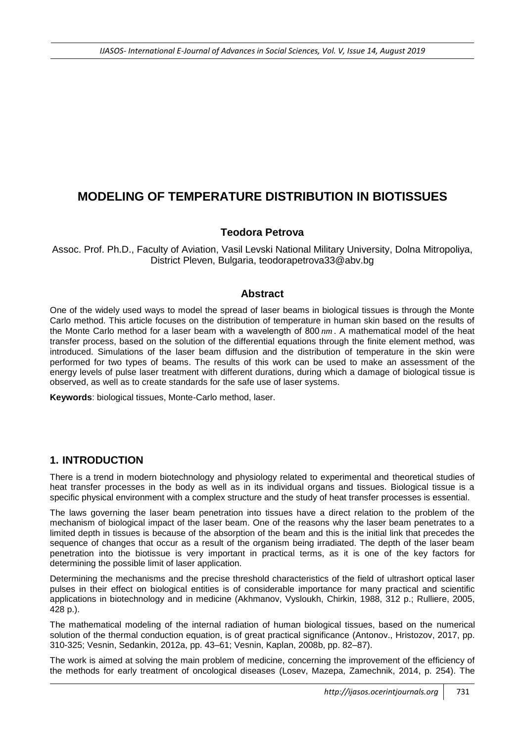# MODELING OF TEMPERATURE DISTRIBUTION IN BIOTISSUES

**Teodora Petrova**

Assoc. Prof. Ph.D., Faculty of Aviation, Vasil Levski National Military University, Dolna Mitropoliya, District Pleven, Bulgaria, teodorapetrova33@abv.bg

## Abstract

One of the widely used ways to model the spread of laser beams in biological tissues is through the Monte Carlo method. This article focuses on the distribution of temperature in human skin based on the results of the Monte Carlo method for a laser beam with a wavelength of 800 $nm$. A mathematical model of the heat transfer process, based on the solution of the differential equations through the finite element method, was introduced. Simulations of the laser beam diffusion and the distribution of temperature in the skin were performed for two types of beams. The results of this work can be used to make an assessment of the energy levels of pulse laser treatment with different durations, during which a damage of biological tissue is observed, as well as to create standards for the safe use of laser systems.

**Keywords**: biological tissues, Monte-Carlo method, laser.

## 1. INTRODUCTION

There is a trend in modern biotechnology and physiology related to experimental and theoretical studies of heat transfer processes in the body as well as in its individual organs and tissues. Biological tissue is a specific physical environment with a complex structure and the study of heat transfer processes is essential.

The laws governing the laser beam penetration into tissues have a direct relation to the problem of the mechanism of biological impact of the laser beam. One of the reasons why the laser beam penetrates to a limited depth in tissues is because of the absorption of the beam and this is the initial link that precedes the sequence of changes that occur as a result of the organism being irradiated. The depth of the laser beam penetration into the biotissue is very important in practical terms, as it is one of the key factors for determining the possible limit of laser application.

Determining the mechanisms and the precise threshold characteristics of the field of ultrashort optical laser pulses in their effect on biological entities is of considerable importance for many practical and scientific applications in biotechnology and in medicine (Akhmanov, Vysloukh, Chirkin, 1988, 312 p.; Rulliere, 2005, 428 p.).

The mathematical modeling of the internal radiation of human biological tissues, based on the numerical solution of the thermal conduction equation, is of great practical significance (Antonov., Hristozov, 2017, pp. 310-325; Vesnin, Sedankin, 2012a, pp. 43–61; Vesnin, Kaplan, 2008b, pp. 82–87).

The work is aimed at solving the main problem of medicine, concerning the improvement of the efficiency of the methods for early treatment of oncological diseases (Losev, Mazepa, Zamechnik, 2014, p. 254). The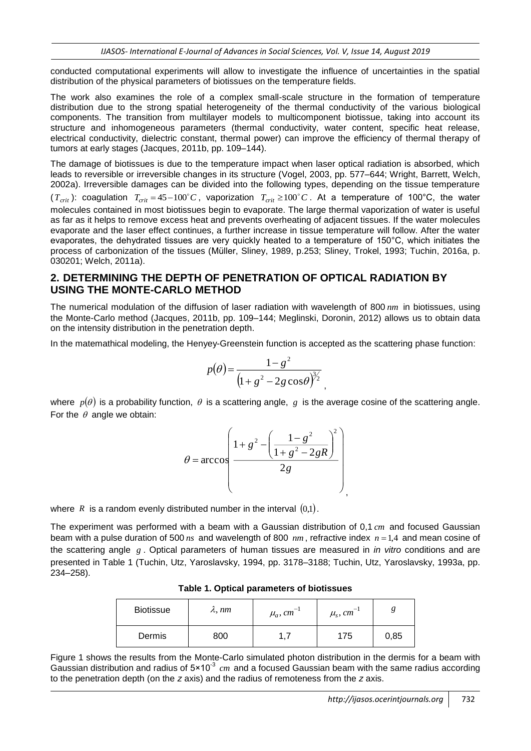conducted computational experiments will allow to investigate the influence of uncertainties in the spatial distribution of the physical parameters of biotissues on the temperature fields.

The work also examines the role of a complex small-scale structure in the formation of temperature distribution due to the strong spatial heterogeneity of the thermal conductivity of the various biological components. The transition from multilayer models to multicomponent biotissue, taking into account its structure and inhomogeneous parameters (thermal conductivity, water content, specific heat release, electrical conductivity, dielectric constant, thermal power) can improve the efficiency of thermal therapy of tumors at early stages (Jacques, 2011b, pp. 109–144).

The damage of biotissues is due to the temperature impact when laser optical radiation is absorbed, which leads to reversible or irreversible changes in its structure (Vogel, 2003, pp. 577–644; Wright, Barrett, Welch, 2002a). Irreversible damages can be divided into the following types, depending on the tissue temperature ($T_{crit}$): coagulation $T_{crit} = 45-100^{\circ}C$, vaporization $T_{crit} \geq 100^{\circ}C$. At a temperature of 100°C, the water molecules contained in most biotissues begin to evaporate. The large thermal vaporization of water is useful as far as it helps to remove excess heat and prevents overheating of adjacent tissues. If the water molecules evaporate and the laser effect continues, a further increase in tissue temperature will follow. After the water evaporates, the dehydrated tissues are very quickly heated to a temperature of 150°C, which initiates the process of carbonization of the tissues (Müller, Sliney, 1989, p.253; Sliney, Trokel, 1993; Tuchin, 2016a, p. 030201; Welch, 2011a).

## 2. DETERMINING THE DEPTH OF PENETRATION OF OPTICAL RADIATION BY USING THE MONTE-CARLO METHOD

The numerical modulation of the diffusion of laser radiation with wavelength of 800 $nm$ in biotissues, using the Monte-Carlo method (Jacques, 2011b, pp. 109–144; Meglinski, Doronin, 2012) allows us to obtain data on the intensity distribution in the penetration depth.

In the matemathical modeling, the Henyey-Greenstein function is accepted as the scattering phase function:

$$p(\theta) = \frac{1-g^2}{\left(1+g^2-2g\cos\theta\right)^{3/2}},$$

where $p(\theta)$ is a probability function, $\theta$ is a scattering angle, $g$ is the average cosine of the scattering angle. For the $\theta$ angle we obtain:

$$\theta = \arccos\left(\frac{1+g^2-\left(\dfrac{1-g^2}{1+g^2-2gR}\right)^2}{2g}\right),$$

where $R$ is a random evenly distributed number in the interval $(0{,}1)$.

The experiment was performed with a beam with a Gaussian distribution of 0,1 $cm$ and focused Gaussian beam with a pulse duration of 500 $ns$ and wavelength of 800 $nm$, refractive index $n = 1{,}4$ and mean cosine of the scattering angle $g$. Optical parameters of human tissues are measured in *in vitro* conditions and are presented in Table 1 (Tuchin, Utz, Yaroslavsky, 1994, pp. 3178–3188; Tuchin, Utz, Yaroslavsky, 1993a, pp. 234–258).

**Table 1. Optical parameters of biotissues**

| Biotissue | $\lambda$, $nm$ | $\mu_a$, $cm^{-1}$ | $\mu_s$, $cm^{-1}$ | $g$ |
|---|---|---|---|---|
| Dermis | 800 | 1,7 | 175 | 0,85 |

Figure 1 shows the results from the Monte-Carlo simulated photon distribution in the dermis for a beam with Gaussian distribution and radius of 5×10$^{-3}$ $cm$ and a focused Gaussian beam with the same radius according to the penetration depth (on the *z* axis) and the radius of remoteness from the *z* axis.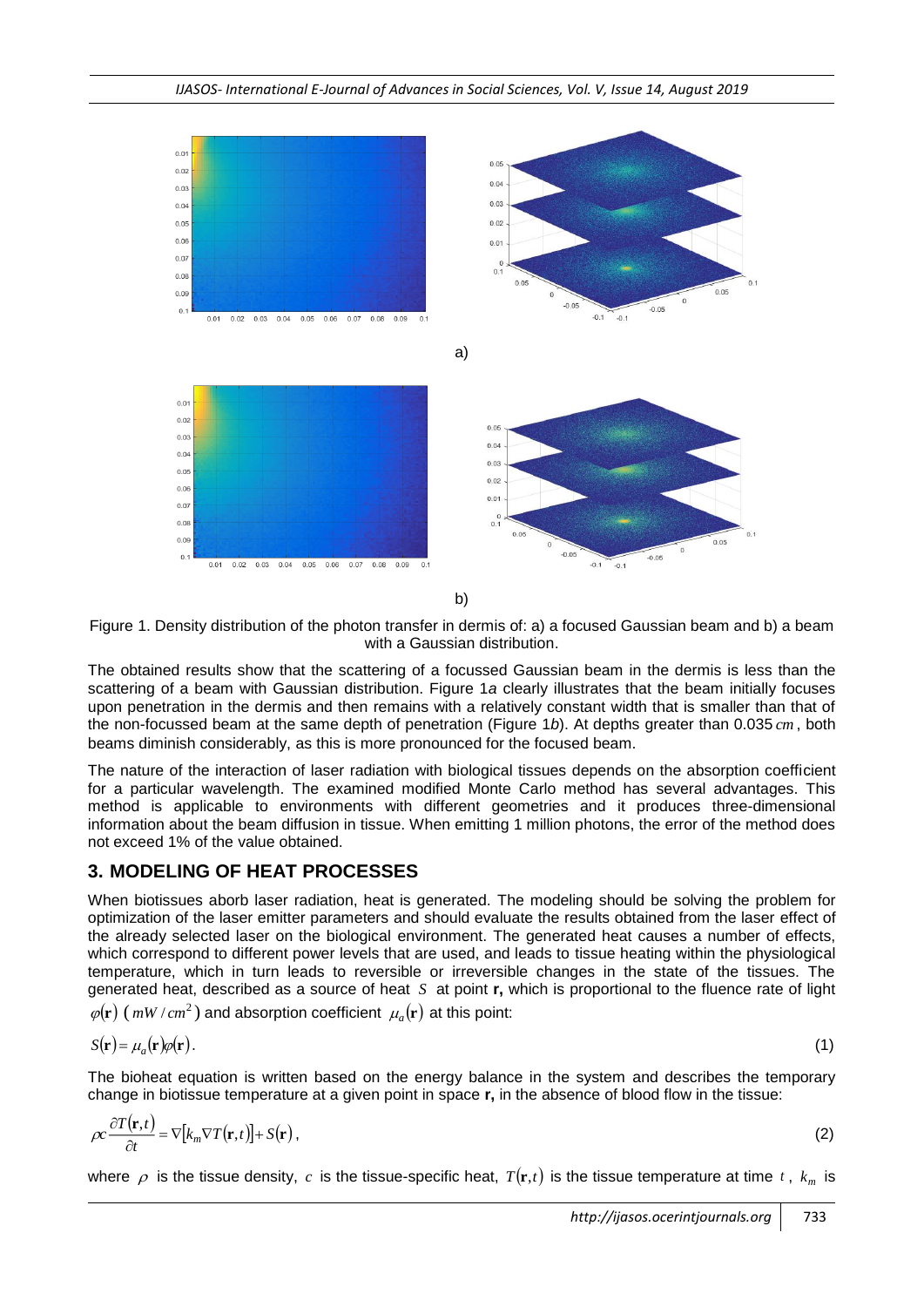a)

b)

Figure 1. Density distribution of the photon transfer in dermis of: a) a focused Gaussian beam and b) a beam with a Gaussian distribution.

The obtained results show that the scattering of a focussed Gaussian beam in the dermis is less than the scattering of a beam with Gaussian distribution. Figure 1*a* clearly illustrates that the beam initially focuses upon penetration in the dermis and then remains with a relatively constant width that is smaller than that of the non-focussed beam at the same depth of penetration (Figure 1*b*). At depths greater than 0.035 $cm$, both beams diminish considerably, as this is more pronounced for the focused beam.

The nature of the interaction of laser radiation with biological tissues depends on the absorption coefficient for a particular wavelength. The examined modified Monte Carlo method has several advantages. This method is applicable to environments with different geometries and it produces three-dimensional information about the beam diffusion in tissue. When emitting 1 million photons, the error of the method does not exceed 1% of the value obtained.

## 3. MODELING OF HEAT PROCESSES

When biotissues aborb laser radiation, heat is generated. The modeling should be solving the problem for optimization of the laser emitter parameters and should evaluate the results obtained from the laser effect of the already selected laser on the biological environment. The generated heat causes a number of effects, which correspond to different power levels that are used, and leads to tissue heating within the physiological temperature, which in turn leads to reversible or irreversible changes in the state of the tissues. The generated heat, described as a source of heat $S$ at point $\mathbf{r}$, which is proportional to the fluence rate of light $\varphi(\mathbf{r})$ ($mW/cm^2$) and absorption coefficient $\mu_a(\mathbf{r})$ at this point:

$$S(\mathbf{r}) = \mu_a(\mathbf{r})\varphi(\mathbf{r}). \tag{1}$$

The bioheat equation is written based on the energy balance in the system and describes the temporary change in biotissue temperature at a given point in space $\mathbf{r}$, in the absence of blood flow in the tissue:

$$\rho c \frac{\partial T(\mathbf{r},t)}{\partial t} = \nabla[k_m \nabla T(\mathbf{r},t)] + S(\mathbf{r}), \tag{2}$$

where $\rho$ is the tissue density, $c$ is the tissue-specific heat, $T(\mathbf{r},t)$ is the tissue temperature at time $t$, $k_m$ is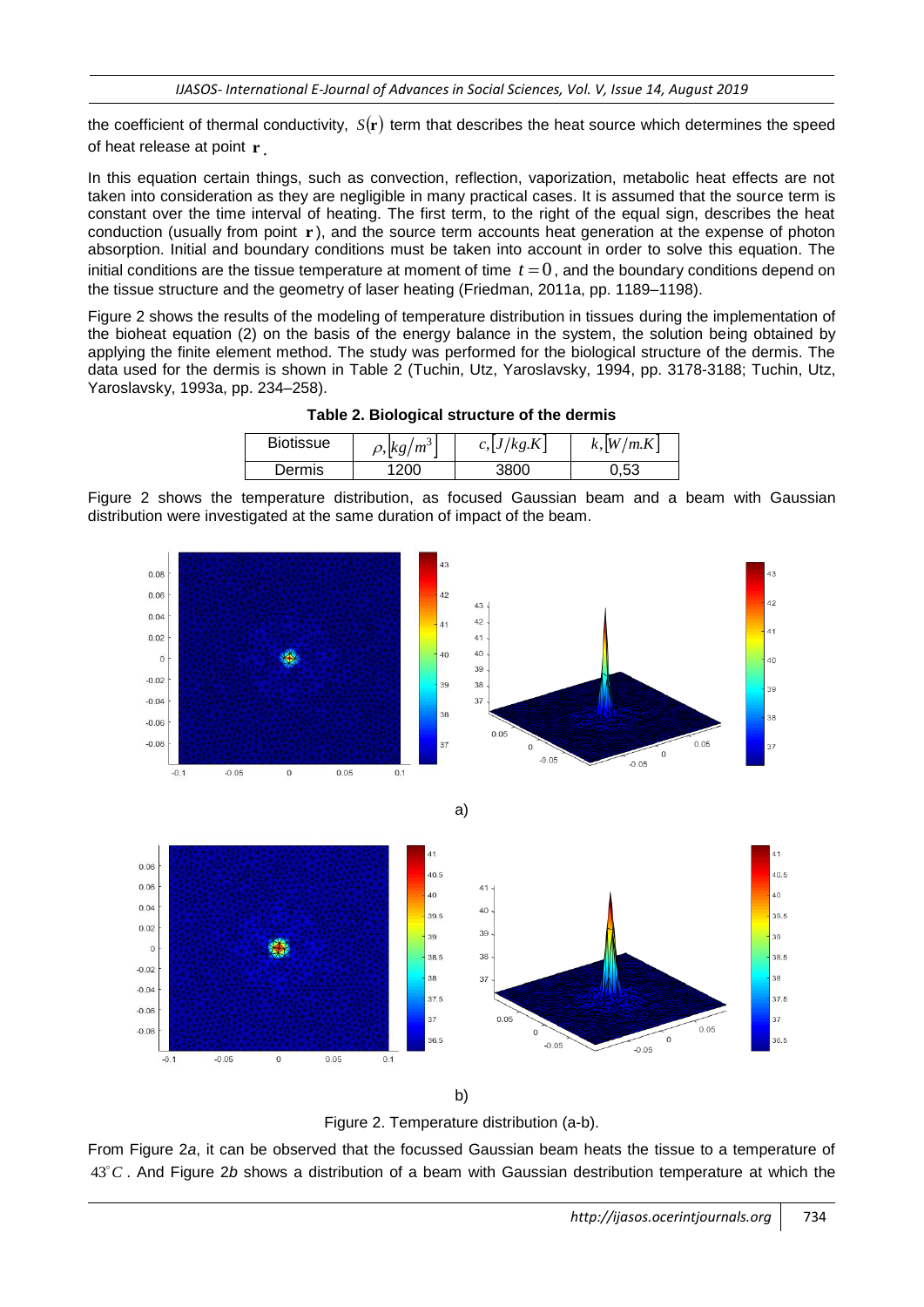the coefficient of thermal conductivity, $S(\mathbf{r})$ term that describes the heat source which determines the speed of heat release at point $\mathbf{r}$.

In this equation certain things, such as convection, reflection, vaporization, metabolic heat effects are not taken into consideration as they are negligible in many practical cases. It is assumed that the source term is constant over the time interval of heating. The first term, to the right of the equal sign, describes the heat conduction (usually from point $\mathbf{r}$), and the source term accounts heat generation at the expense of photon absorption. Initial and boundary conditions must be taken into account in order to solve this equation. The initial conditions are the tissue temperature at moment of time $t = 0$, and the boundary conditions depend on the tissue structure and the geometry of laser heating (Friedman, 2011a, pp. 1189–1198).

Figure 2 shows the results of the modeling of temperature distribution in tissues during the implementation of the bioheat equation (2) on the basis of the energy balance in the system, the solution being obtained by applying the finite element method. The study was performed for the biological structure of the dermis. The data used for the dermis is shown in Table 2 (Tuchin, Utz, Yaroslavsky, 1994, pp. 3178-3188; Tuchin, Utz, Yaroslavsky, 1993a, pp. 234–258).

**Table 2. Biological structure of the dermis**

| Biotissue | $\rho, [kg/m^3]$ | $c, [J/kg.K]$ | $k, [W/m.K]$ |
|---|---|---|---|
| Dermis | 1200 | 3800 | 0,53 |

Figure 2 shows the temperature distribution, as focused Gaussian beam and a beam with Gaussian distribution were investigated at the same duration of impact of the beam.

a)

b)

Figure 2. Temperature distribution (a-b).

From Figure 2*a*, it can be observed that the focussed Gaussian beam heats the tissue to a temperature of $43^{\circ}C$. And Figure 2*b* shows a distribution of a beam with Gaussian destribution temperature at which the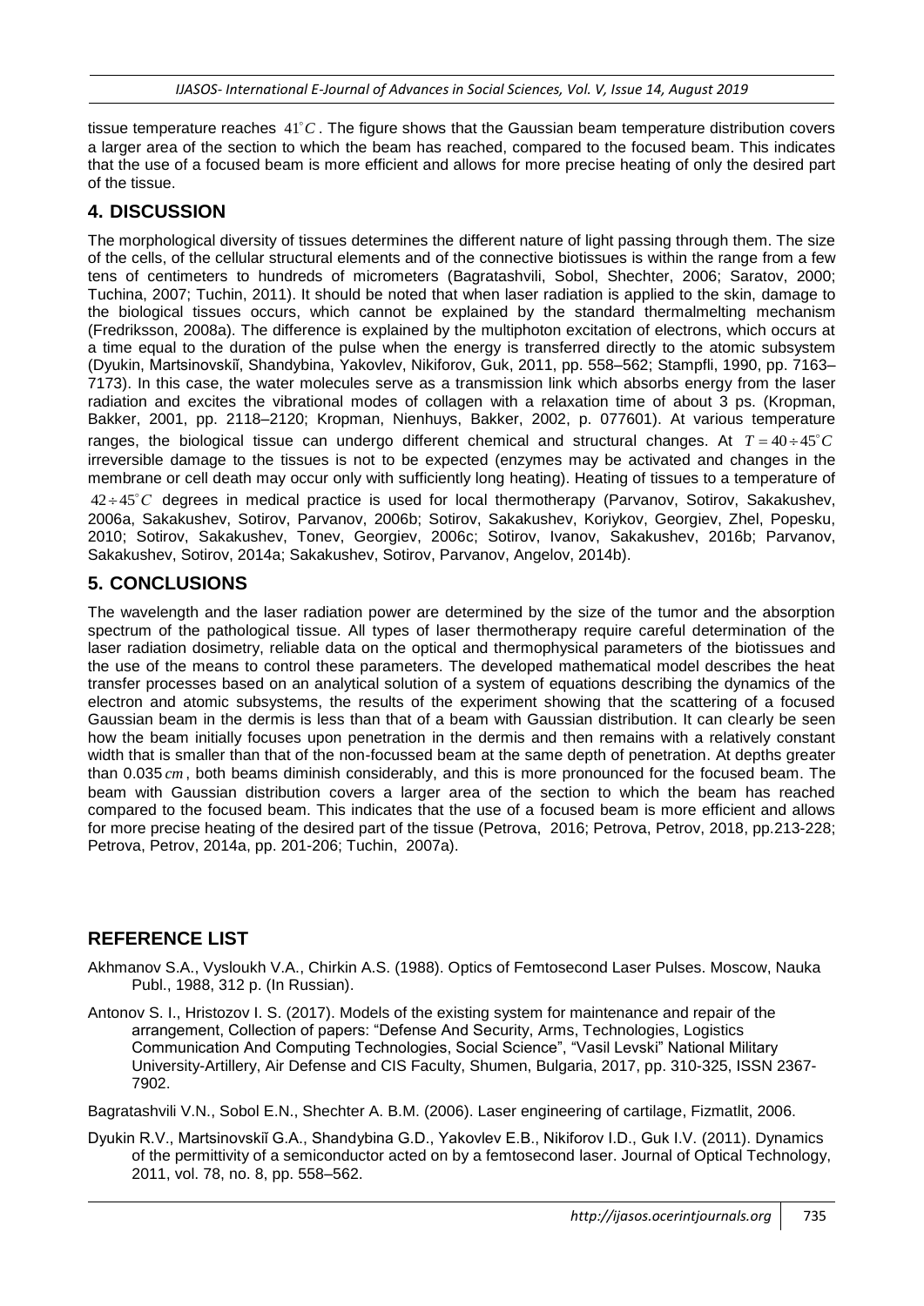tissue temperature reaches $41^{\circ}C$. The figure shows that the Gaussian beam temperature distribution covers a larger area of the section to which the beam has reached, compared to the focused beam. This indicates that the use of a focused beam is more efficient and allows for more precise heating of only the desired part of the tissue.

## 4. DISCUSSION

The morphological diversity of tissues determines the different nature of light passing through them. The size of the cells, of the cellular structural elements and of the connective biotissues is within the range from a few tens of centimeters to hundreds of micrometers (Bagratashvili, Sobol, Shechter, 2006; Saratov, 2000; Tuchina, 2007; Tuchin, 2011). It should be noted that when laser radiation is applied to the skin, damage to the biological tissues occurs, which cannot be explained by the standard thermalmelting mechanism (Fredriksson, 2008a). The difference is explained by the multiphoton excitation of electrons, which occurs at a time equal to the duration of the pulse when the energy is transferred directly to the atomic subsystem (Dyukin, Martsinovskiĭ, Shandybina, Yakovlev, Nikiforov, Guk, 2011, pp. 558–562; Stampfli, 1990, pp. 7163–7173). In this case, the water molecules serve as a transmission link which absorbs energy from the laser radiation and excites the vibrational modes of collagen with a relaxation time of about 3 ps. (Kropman, Bakker, 2001, pp. 2118–2120; Kropman, Nienhuys, Bakker, 2002, p. 077601). At various temperature ranges, the biological tissue can undergo different chemical and structural changes. At $T = 40 \div 45^{\circ}C$ irreversible damage to the tissues is not to be expected (enzymes may be activated and changes in the membrane or cell death may occur only with sufficiently long heating). Heating of tissues to a temperature of $42 \div 45^{\circ}C$ degrees in medical practice is used for local thermotherapy (Parvanov, Sotirov, Sakakushev, 2006a, Sakakushev, Sotirov, Parvanov, 2006b; Sotirov, Sakakushev, Koriykov, Georgiev, Zhel, Popesku, 2010; Sotirov, Sakakushev, Tonev, Georgiev, 2006c; Sotirov, Ivanov, Sakakushev, 2016b; Parvanov, Sakakushev, Sotirov, 2014a; Sakakushev, Sotirov, Parvanov, Angelov, 2014b).

## 5. CONCLUSIONS

The wavelength and the laser radiation power are determined by the size of the tumor and the absorption spectrum of the pathological tissue. All types of laser thermotherapy require careful determination of the laser radiation dosimetry, reliable data on the optical and thermophysical parameters of the biotissues and the use of the means to control these parameters. The developed mathematical model describes the heat transfer processes based on an analytical solution of a system of equations describing the dynamics of the electron and atomic subsystems, the results of the experiment showing that the scattering of a focused Gaussian beam in the dermis is less than that of a beam with Gaussian distribution. It can clearly be seen how the beam initially focuses upon penetration in the dermis and then remains with a relatively constant width that is smaller than that of the non-focussed beam at the same depth of penetration. At depths greater than 0.035 $cm$, both beams diminish considerably, and this is more pronounced for the focused beam. The beam with Gaussian distribution covers a larger area of the section to which the beam has reached compared to the focused beam. This indicates that the use of a focused beam is more efficient and allows for more precise heating of the desired part of the tissue (Petrova, 2016; Petrova, Petrov, 2018, pp.213-228; Petrova, Petrov, 2014a, pp. 201-206; Tuchin, 2007a).

## REFERENCE LIST

Akhmanov S.A., Vysloukh V.A., Chirkin A.S. (1988). Optics of Femtosecond Laser Pulses. Moscow, Nauka Publ., 1988, 312 p. (In Russian).

Antonov S. I., Hristozov I. S. (2017). Models of the existing system for maintenance and repair of the arrangement, Collection of papers: "Defense And Security, Arms, Technologies, Logistics Communication And Computing Technologies, Social Science", "Vasil Levski" National Military University-Artillery, Air Defense and CIS Faculty, Shumen, Bulgaria, 2017, pp. 310-325, ISSN 2367-7902.

Bagratashvili V.N., Sobol E.N., Shechter A. B.M. (2006). Laser engineering of cartilage, Fizmatlit, 2006.

Dyukin R.V., Martsinovskiĭ G.A., Shandybina G.D., Yakovlev E.B., Nikiforov I.D., Guk I.V. (2011). Dynamics of the permittivity of a semiconductor acted on by a femtosecond laser. Journal of Optical Technology, 2011, vol. 78, no. 8, pp. 558–562.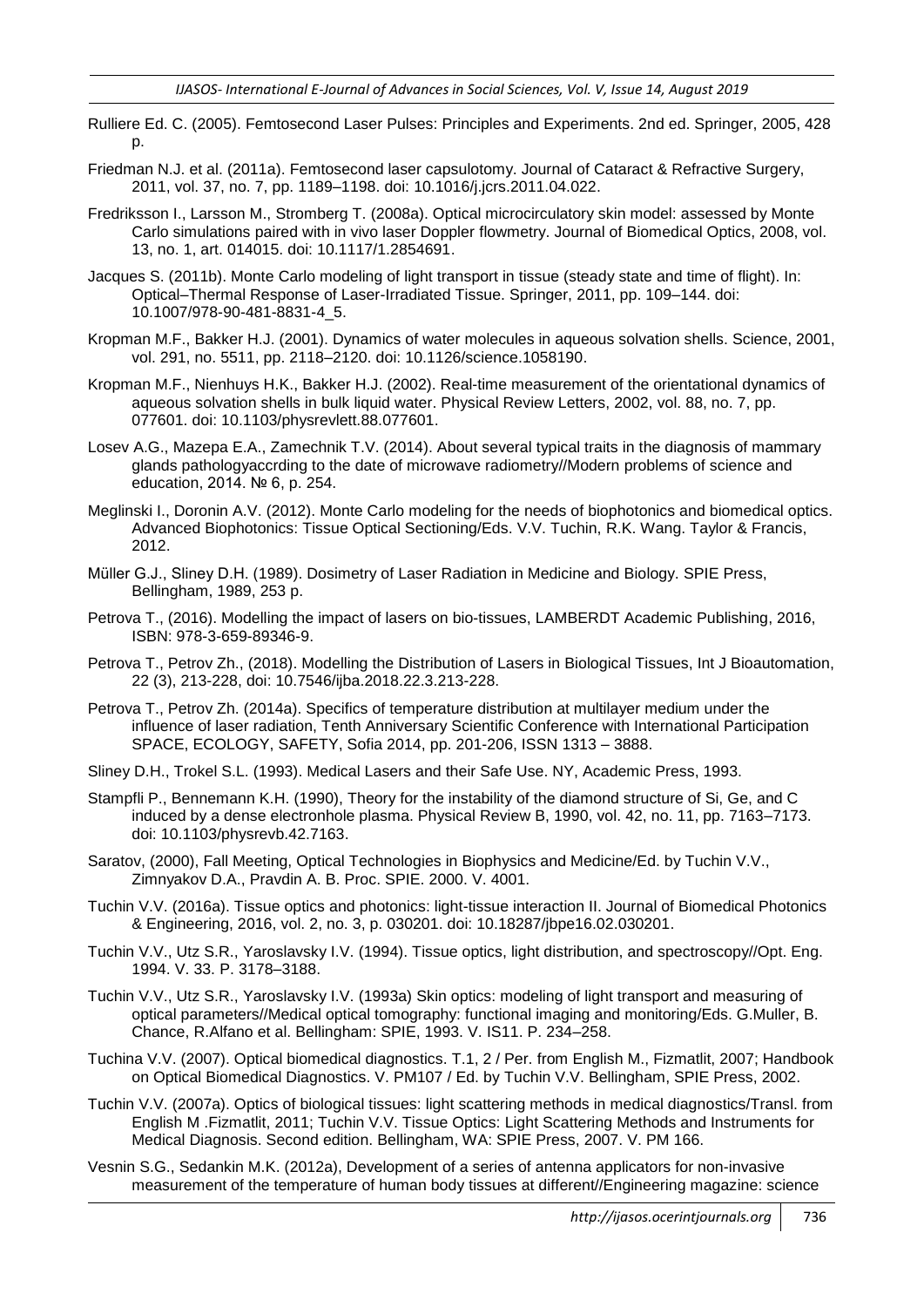Rulliere Ed. C. (2005). Femtosecond Laser Pulses: Principles and Experiments. 2nd ed. Springer, 2005, 428 p.

Friedman N.J. et al. (2011a). Femtosecond laser capsulotomy. Journal of Cataract & Refractive Surgery, 2011, vol. 37, no. 7, pp. 1189–1198. doi: 10.1016/j.jcrs.2011.04.022.

Fredriksson I., Larsson M., Stromberg T. (2008a). Optical microcirculatory skin model: assessed by Monte Carlo simulations paired with in vivo laser Doppler flowmetry. Journal of Biomedical Optics, 2008, vol. 13, no. 1, art. 014015. doi: 10.1117/1.2854691.

Jacques S. (2011b). Monte Carlo modeling of light transport in tissue (steady state and time of flight). In: Optical–Thermal Response of Laser-Irradiated Tissue. Springer, 2011, pp. 109–144. doi: 10.1007/978-90-481-8831-4_5.

Kropman M.F., Bakker H.J. (2001). Dynamics of water molecules in aqueous solvation shells. Science, 2001, vol. 291, no. 5511, pp. 2118–2120. doi: 10.1126/science.1058190.

Kropman M.F., Nienhuys H.K., Bakker H.J. (2002). Real-time measurement of the orientational dynamics of aqueous solvation shells in bulk liquid water. Physical Review Letters, 2002, vol. 88, no. 7, pp. 077601. doi: 10.1103/physrevlett.88.077601.

Losev A.G., Mazepa E.A., Zamechnik T.V. (2014). About several typical traits in the diagnosis of mammary glands pathologyaccrding to the date of microwave radiometry//Modern problems of science and education, 2014. № 6, p. 254.

Meglinski I., Doronin A.V. (2012). Monte Carlo modeling for the needs of biophotonics and biomedical optics. Advanced Biophotonics: Tissue Optical Sectioning/Eds. V.V. Tuchin, R.K. Wang. Taylor & Francis, 2012.

Müller G.J., Sliney D.H. (1989). Dosimetry of Laser Radiation in Medicine and Biology. SPIE Press, Bellingham, 1989, 253 p.

Petrova T., (2016). Modelling the impact of lasers on bio-tissues, LAMBERDT Academic Publishing, 2016, ISBN: 978-3-659-89346-9.

Petrova T., Petrov Zh., (2018). Modelling the Distribution of Lasers in Biological Tissues, Int J Bioautomation, 22 (3), 213-228, doi: 10.7546/ijba.2018.22.3.213-228.

Petrova T., Petrov Zh. (2014a). Specifics of temperature distribution at multilayer medium under the influence of laser radiation, Tenth Anniversary Scientific Conference with International Participation SPACE, ECOLOGY, SAFETY, Sofia 2014, pp. 201-206, ISSN 1313 – 3888.

Sliney D.H., Trokel S.L. (1993). Medical Lasers and their Safe Use. NY, Academic Press, 1993.

Stampfli P., Bennemann K.H. (1990), Theory for the instability of the diamond structure of Si, Ge, and C induced by a dense electronhole plasma. Physical Review B, 1990, vol. 42, no. 11, pp. 7163–7173. doi: 10.1103/physrevb.42.7163.

Saratov, (2000), Fall Meeting, Optical Technologies in Biophysics and Medicine/Ed. by Tuchin V.V., Zimnyakov D.A., Pravdin A. B. Proc. SPIE. 2000. V. 4001.

Tuchin V.V. (2016a). Tissue optics and photonics: light-tissue interaction II. Journal of Biomedical Photonics & Engineering, 2016, vol. 2, no. 3, p. 030201. doi: 10.18287/jbpe16.02.030201.

Tuchin V.V., Utz S.R., Yaroslavsky I.V. (1994). Tissue optics, light distribution, and spectroscopy//Opt. Eng. 1994. V. 33. P. 3178–3188.

Tuchin V.V., Utz S.R., Yaroslavsky I.V. (1993a) Skin optics: modeling of light transport and measuring of optical parameters//Medical optical tomography: functional imaging and monitoring/Eds. G.Muller, B. Chance, R.Alfano et al. Bellingham: SPIE, 1993. V. IS11. P. 234–258.

Tuchina V.V. (2007). Optical biomedical diagnostics. T.1, 2 / Per. from English M., Fizmatlit, 2007; Handbook on Optical Biomedical Diagnostics. V. PM107 / Ed. by Tuchin V.V. Bellingham, SPIE Press, 2002.

Tuchin V.V. (2007a). Optics of biological tissues: light scattering methods in medical diagnostics/Transl. from English M .Fizmatlit, 2011; Tuchin V.V. Tissue Optics: Light Scattering Methods and Instruments for Medical Diagnosis. Second edition. Bellingham, WA: SPIE Press, 2007. V. PM 166.

Vesnin S.G., Sedankin M.K. (2012a), Development of a series of antenna applicators for non-invasive measurement of the temperature of human body tissues at different//Engineering magazine: science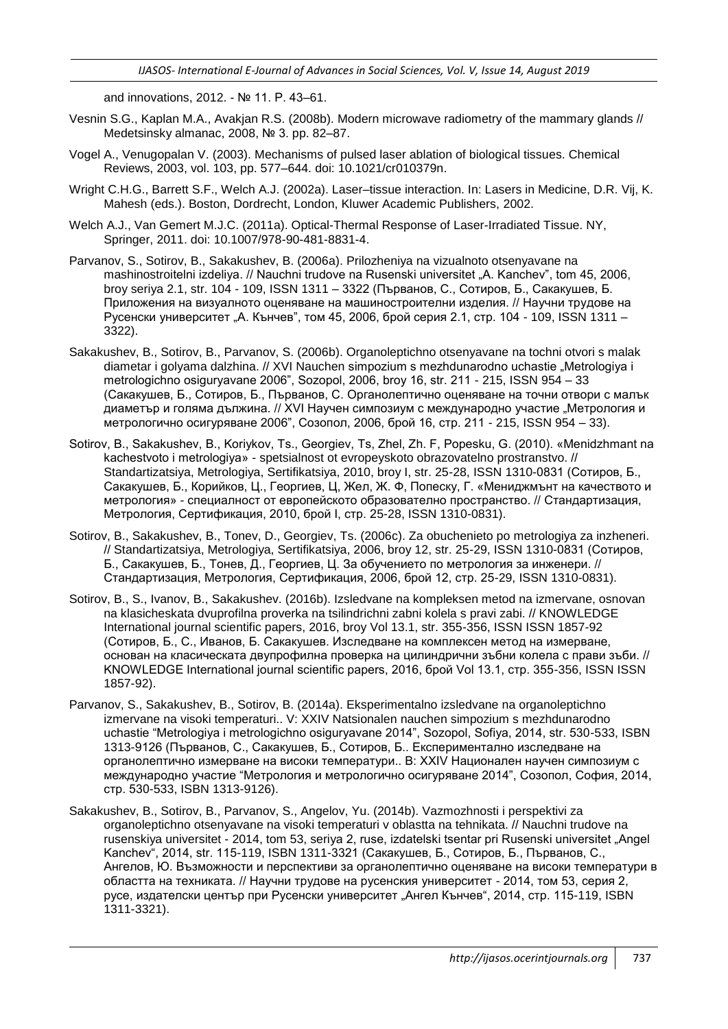and innovations, 2012. - № 11. P. 43–61.

Vesnin S.G., Kaplan M.A., Avakjan R.S. (2008b). Modern microwave radiometry of the mammary glands // Medetsinsky almanac, 2008, № 3. pp. 82–87.

Vogel A., Venugopalan V. (2003). Mechanisms of pulsed laser ablation of biological tissues. Chemical Reviews, 2003, vol. 103, pp. 577–644. doi: 10.1021/cr010379n.

Wright C.H.G., Barrett S.F., Welch A.J. (2002a). Laser–tissue interaction. In: Lasers in Medicine, D.R. Vij, K. Mahesh (eds.). Boston, Dordrecht, London, Kluwer Academic Publishers, 2002.

Welch A.J., Van Gemert M.J.C. (2011a). Optical-Thermal Response of Laser-Irradiated Tissue. NY, Springer, 2011. doi: 10.1007/978-90-481-8831-4.

Parvanov, S., Sotirov, B., Sakakushev, B. (2006a). Prilozheniya na vizualnoto otsenyavane na mashinostroitelni izdeliya. // Nauchni trudove na Rusenski universitet „A. Kanchev", tom 45, 2006, broy seriya 2.1, str. 104 - 109, ISSN 1311 – 3322 (Първанов, С., Сотиров, Б., Сакакушев, Б. Приложения на визуалното оценяване на машиностроителни изделия. // Научни трудове на Русенски университет „А. Кънчев", том 45, 2006, брой серия 2.1, стр. 104 - 109, ISSN 1311 – 3322).

Sakakushev, B., Sotirov, B., Parvanov, S. (2006b). Organoleptichno otsenyavane na tochni otvori s malak diametar i golyama dalzhina. // XVI Nauchen simpozium s mezhdunarodno uchastie „Metrologiya i metrologichno osiguryavane 2006", Sozopol, 2006, broy 16, str. 211 - 215, ISSN 954 – 33 (Сакакушев, Б., Сотиров, Б., Първанов, С. Органолептично оценяване на точни отвори с малък диаметър и голяма дължина. // XVI Научен симпозиум с международно участие „Метрология и метрологично осигуряване 2006", Созопол, 2006, брой 16, стр. 211 - 215, ISSN 954 – 33).

Sotirov, B., Sakakushev, B., Koriykov, Ts., Georgiev, Ts, Zhel, Zh. F, Popesku, G. (2010). «Menidzhmant na kachestvoto i metrologiya» - spetsialnost ot evropeyskoto obrazovatelno prostranstvo. // Standartizatsiya, Metrologiya, Sertifikatsiya, 2010, broy I, str. 25-28, ISSN 1310-0831 (Сотиров, Б., Сакакушев, Б., Корийков, Ц., Георгиев, Ц, Жел, Ж. Ф, Попеску, Г. «Мениджмънт на качеството и метрология» - специалност от европейското образователно пространство. // Стандартизация, Метрология, Сертификация, 2010, брой I, стр. 25-28, ISSN 1310-0831).

Sotirov, B., Sakakushev, B., Tonev, D., Georgiev, Ts. (2006c). Za obuchenieto po metrologiya za inzheneri. // Standartizatsiya, Metrologiya, Sertifikatsiya, 2006, broy 12, str. 25-29, ISSN 1310-0831 (Сотиров, Б., Сакакушев, Б., Тонев, Д., Георгиев, Ц. За обучението по метрология за инженери. // Стандартизация, Метрология, Сертификация, 2006, брой 12, стр. 25-29, ISSN 1310-0831).

Sotirov, B., S., Ivanov, B., Sakakushev. (2016b). Izsledvane na kompleksen metod na izmervane, osnovan na klasicheskata dvuprofilna proverka na tsilindrichni zabni kolela s pravi zabi. // KNOWLEDGE International journal scientific papers, 2016, broy Vol 13.1, str. 355-356, ISSN ISSN 1857-92 (Сотиров, Б., С., Иванов, Б. Сакакушев. Изследване на комплексен метод на измерване, основан на класическата двупрофилна проверка на цилиндрични зъбни колела с прави зъби. // KNOWLEDGE International journal scientific papers, 2016, брой Vol 13.1, стр. 355-356, ISSN ISSN 1857-92).

Parvanov, S., Sakakushev, B., Sotirov, B. (2014a). Eksperimentalno izsledvane na organoleptichno izmervane na visoki temperaturi.. V: XXIV Natsionalen nauchen simpozium s mezhdunarodno uchastie "Metrologiya i metrologichno osiguryavane 2014", Sozopol, Sofiya, 2014, str. 530-533, ISBN 1313-9126 (Първанов, С., Сакакушев, Б., Сотиров, Б.. Експериментално изследване на органолептично измерване на високи температури.. В: XXIV Национален научен симпозиум с международно участие "Метрология и метрологично осигуряване 2014", Созопол, София, 2014, стр. 530-533, ISBN 1313-9126).

Sakakushev, B., Sotirov, B., Parvanov, S., Angelov, Yu. (2014b). Vazmozhnosti i perspektivi za organoleptichno otsenyavane na visoki temperaturi v oblastta na tehnikata. // Nauchni trudove na rusenskiya universitet - 2014, tom 53, seriya 2, ruse, izdatelski tsentar pri Rusenski universitet „Angel Kanchev", 2014, str. 115-119, ISBN 1311-3321 (Сакакушев, Б., Сотиров, Б., Първанов, С., Ангелов, Ю. Възможности и перспективи за органолептично оценяване на високи температури в областта на техниката. // Научни трудове на русенския университет - 2014, том 53, серия 2, русе, издателски център при Русенски университет „Ангел Кънчев", 2014, стр. 115-119, ISBN 1311-3321).